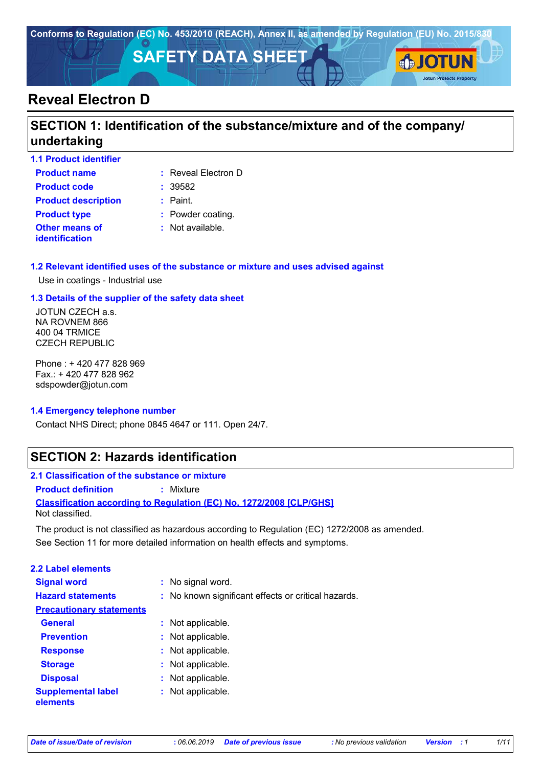Conforms to Regulation (EC) No. 453/2010 (REACH), Annex II, as amended by Regulation (EU) No. 2015/830

# SAFETY DATA SHEET

# Reveal Electron D

## SECTION 1: Identification of the substance/mixture and of the company/ undertaking

### 1.1 Product identifier

| | |
|---|---|
| **Product name** | : Reveal Electron D |
| **Product code** | : 39582 |
| **Product description** | : Paint. |
| **Product type** | : Powder coating. |
| **Other means of identification** | : Not available. |

### 1.2 Relevant identified uses of the substance or mixture and uses advised against

Use in coatings - Industrial use

### 1.3 Details of the supplier of the safety data sheet

JOTUN CZECH a.s.
NA ROVNEM 866
400 04 TRMICE
CZECH REPUBLIC

Phone : + 420 477 828 969
Fax.: + 420 477 828 962
sdspowder@jotun.com

### 1.4 Emergency telephone number

Contact NHS Direct; phone 0845 4647 or 111. Open 24/7.

## SECTION 2: Hazards identification

### 2.1 Classification of the substance or mixture

**Product definition** : Mixture

**Classification according to Regulation (EC) No. 1272/2008 [CLP/GHS]**

Not classified.

The product is not classified as hazardous according to Regulation (EC) 1272/2008 as amended.

See Section 11 for more detailed information on health effects and symptoms.

### 2.2 Label elements

| | |
|---|---|
| **Signal word** | : No signal word. |
| **Hazard statements** | : No known significant effects or critical hazards. |
| **Precautionary statements** | |
| **General** | : Not applicable. |
| **Prevention** | : Not applicable. |
| **Response** | : Not applicable. |
| **Storage** | : Not applicable. |
| **Disposal** | : Not applicable. |
| **Supplemental label elements** | : Not applicable. |

*Date of issue/Date of revision* : 06.06.2019 *Date of previous issue* : No previous validation *Version* : 1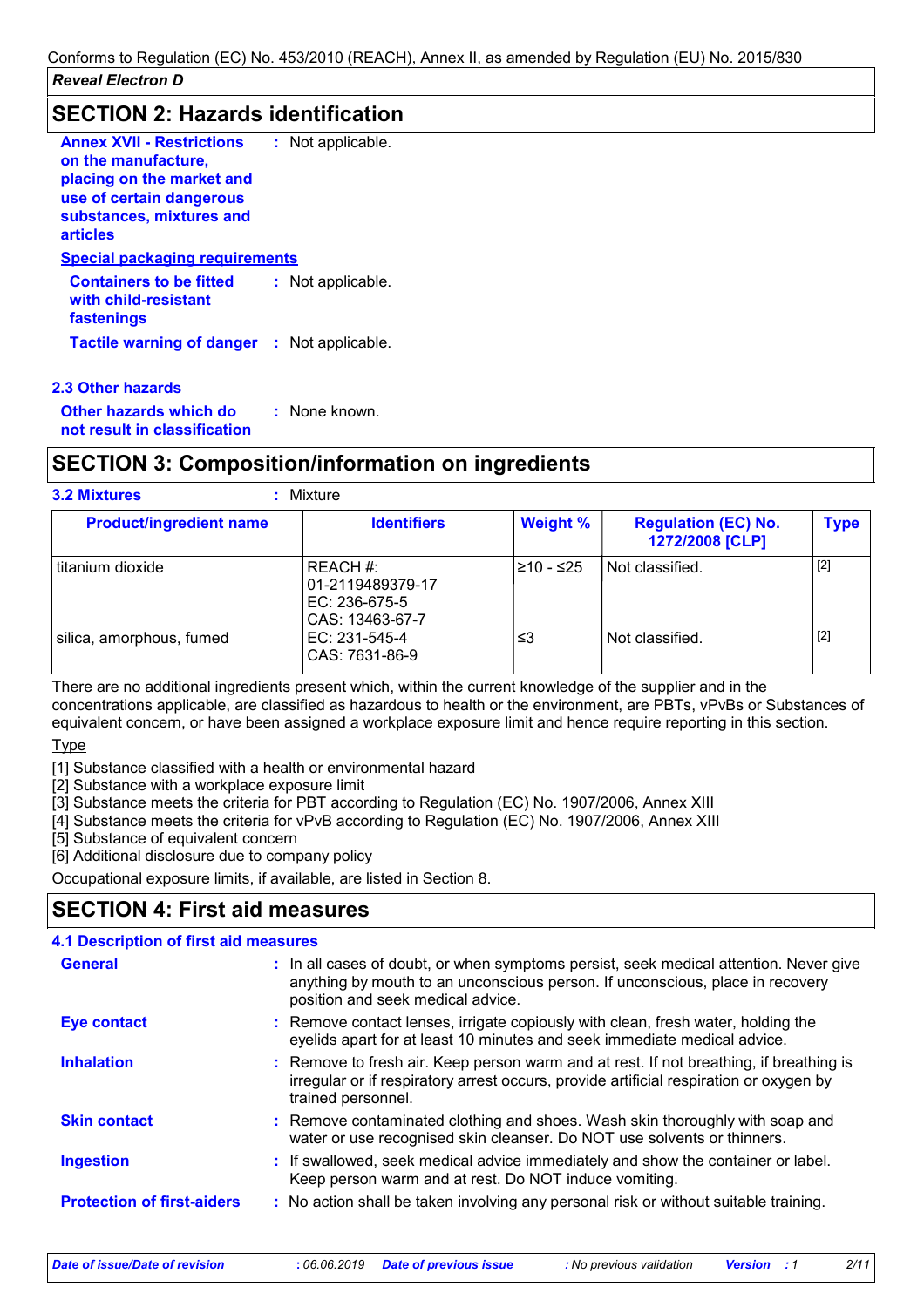## SECTION 2: Hazards identification

**Annex XVII - Restrictions on the manufacture, placing on the market and use of certain dangerous substances, mixtures and articles** : Not applicable.

**Special packaging requirements**

**Containers to be fitted with child-resistant fastenings** : Not applicable.

**Tactile warning of danger** : Not applicable.

### 2.3 Other hazards

**Other hazards which do not result in classification** : None known.

## SECTION 3: Composition/information on ingredients

**3.2 Mixtures** : Mixture

| Product/ingredient name | Identifiers | Weight % | Regulation (EC) No. 1272/2008 [CLP] | Type |
|---|---|---|---|---|
| titanium dioxide | REACH #: 01-2119489379-17<br>EC: 236-675-5<br>CAS: 13463-67-7 | ≥10 - ≤25 | Not classified. | [2] |
| silica, amorphous, fumed | EC: 231-545-4<br>CAS: 7631-86-9 | ≤3 | Not classified. | [2] |

There are no additional ingredients present which, within the current knowledge of the supplier and in the concentrations applicable, are classified as hazardous to health or the environment, are PBTs, vPvBs or Substances of equivalent concern, or have been assigned a workplace exposure limit and hence require reporting in this section.

Type

[1] Substance classified with a health or environmental hazard
[2] Substance with a workplace exposure limit
[3] Substance meets the criteria for PBT according to Regulation (EC) No. 1907/2006, Annex XIII
[4] Substance meets the criteria for vPvB according to Regulation (EC) No. 1907/2006, Annex XIII
[5] Substance of equivalent concern
[6] Additional disclosure due to company policy

Occupational exposure limits, if available, are listed in Section 8.

## SECTION 4: First aid measures

### 4.1 Description of first aid measures

**General** : In all cases of doubt, or when symptoms persist, seek medical attention. Never give anything by mouth to an unconscious person. If unconscious, place in recovery position and seek medical advice.

**Eye contact** : Remove contact lenses, irrigate copiously with clean, fresh water, holding the eyelids apart for at least 10 minutes and seek immediate medical advice.

**Inhalation** : Remove to fresh air. Keep person warm and at rest. If not breathing, if breathing is irregular or if respiratory arrest occurs, provide artificial respiration or oxygen by trained personnel.

**Skin contact** : Remove contaminated clothing and shoes. Wash skin thoroughly with soap and water or use recognised skin cleanser. Do NOT use solvents or thinners.

**Ingestion** : If swallowed, seek medical advice immediately and show the container or label. Keep person warm and at rest. Do NOT induce vomiting.

**Protection of first-aiders** : No action shall be taken involving any personal risk or without suitable training.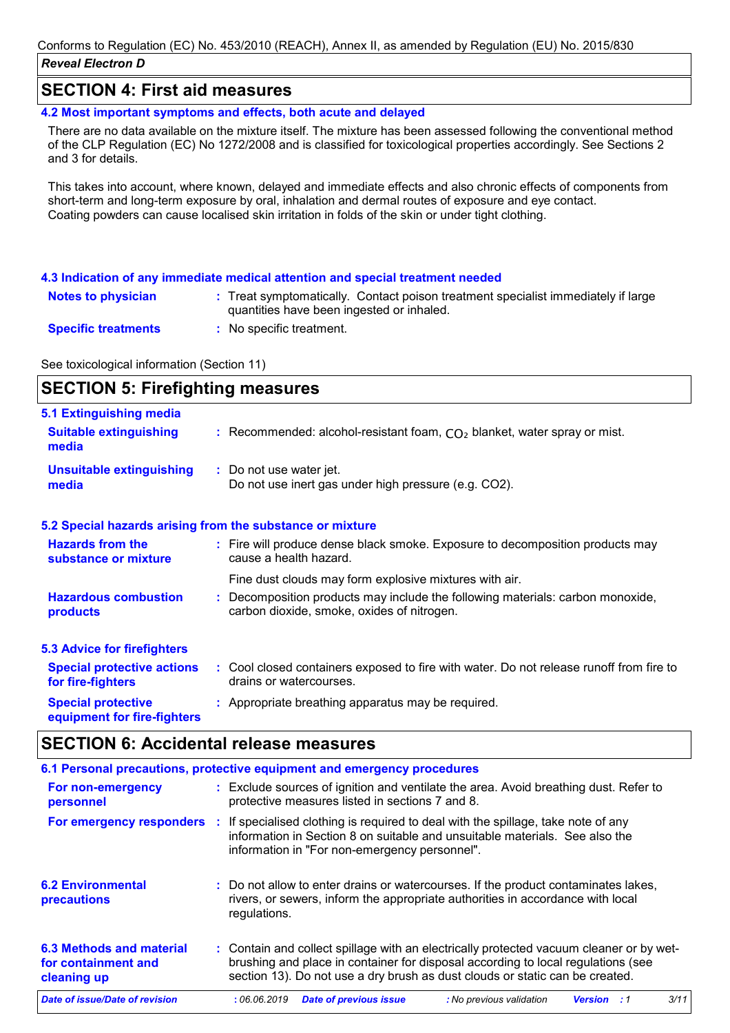## SECTION 4: First aid measures

### 4.2 Most important symptoms and effects, both acute and delayed

There are no data available on the mixture itself. The mixture has been assessed following the conventional method of the CLP Regulation (EC) No 1272/2008 and is classified for toxicological properties accordingly. See Sections 2 and 3 for details.

This takes into account, where known, delayed and immediate effects and also chronic effects of components from short-term and long-term exposure by oral, inhalation and dermal routes of exposure and eye contact. Coating powders can cause localised skin irritation in folds of the skin or under tight clothing.

### 4.3 Indication of any immediate medical attention and special treatment needed

**Notes to physician** : Treat symptomatically. Contact poison treatment specialist immediately if large quantities have been ingested or inhaled.

**Specific treatments** : No specific treatment.

See toxicological information (Section 11)

## SECTION 5: Firefighting measures

### 5.1 Extinguishing media

**Suitable extinguishing media** : Recommended: alcohol-resistant foam, $CO_2$ blanket, water spray or mist.

**Unsuitable extinguishing media** : Do not use water jet. Do not use inert gas under high pressure (e.g. $CO_2$).

### 5.2 Special hazards arising from the substance or mixture

**Hazards from the substance or mixture** : Fire will produce dense black smoke. Exposure to decomposition products may cause a health hazard.

Fine dust clouds may form explosive mixtures with air.

**Hazardous combustion products** : Decomposition products may include the following materials: carbon monoxide, carbon dioxide, smoke, oxides of nitrogen.

### 5.3 Advice for firefighters

**Special protective actions for fire-fighters** : Cool closed containers exposed to fire with water. Do not release runoff from fire to drains or watercourses.

**Special protective equipment for fire-fighters** : Appropriate breathing apparatus may be required.

## SECTION 6: Accidental release measures

### 6.1 Personal precautions, protective equipment and emergency procedures

**For non-emergency personnel** : Exclude sources of ignition and ventilate the area. Avoid breathing dust. Refer to protective measures listed in sections 7 and 8.

**For emergency responders** : If specialised clothing is required to deal with the spillage, take note of any information in Section 8 on suitable and unsuitable materials. See also the information in "For non-emergency personnel".

### 6.2 Environmental precautions

: Do not allow to enter drains or watercourses. If the product contaminates lakes, rivers, or sewers, inform the appropriate authorities in accordance with local regulations.

### 6.3 Methods and material for containment and cleaning up

: Contain and collect spillage with an electrically protected vacuum cleaner or by wet-brushing and place in container for disposal according to local regulations (see section 13). Do not use a dry brush as dust clouds or static can be created.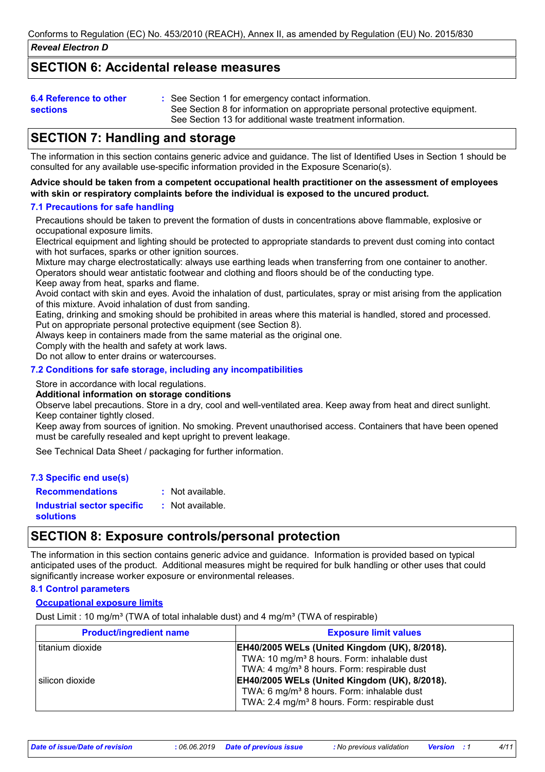## SECTION 6: Accidental release measures

**6.4 Reference to other sections** : See Section 1 for emergency contact information.
See Section 8 for information on appropriate personal protective equipment.
See Section 13 for additional waste treatment information.

## SECTION 7: Handling and storage

The information in this section contains generic advice and guidance. The list of Identified Uses in Section 1 should be consulted for any available use-specific information provided in the Exposure Scenario(s).

**Advice should be taken from a competent occupational health practitioner on the assessment of employees with skin or respiratory complaints before the individual is exposed to the uncured product.**

### 7.1 Precautions for safe handling

Precautions should be taken to prevent the formation of dusts in concentrations above flammable, explosive or occupational exposure limits.
Electrical equipment and lighting should be protected to appropriate standards to prevent dust coming into contact with hot surfaces, sparks or other ignition sources.
Mixture may charge electrostatically: always use earthing leads when transferring from one container to another. Operators should wear antistatic footwear and clothing and floors should be of the conducting type.
Keep away from heat, sparks and flame.
Avoid contact with skin and eyes. Avoid the inhalation of dust, particulates, spray or mist arising from the application of this mixture. Avoid inhalation of dust from sanding.
Eating, drinking and smoking should be prohibited in areas where this material is handled, stored and processed.
Put on appropriate personal protective equipment (see Section 8).
Always keep in containers made from the same material as the original one.
Comply with the health and safety at work laws.
Do not allow to enter drains or watercourses.

### 7.2 Conditions for safe storage, including any incompatibilities

Store in accordance with local regulations.

**Additional information on storage conditions**

Observe label precautions. Store in a dry, cool and well-ventilated area. Keep away from heat and direct sunlight. Keep container tightly closed.
Keep away from sources of ignition. No smoking. Prevent unauthorised access. Containers that have been opened must be carefully resealed and kept upright to prevent leakage.

See Technical Data Sheet / packaging for further information.

### 7.3 Specific end use(s)

**Recommendations** : Not available.

**Industrial sector specific solutions** : Not available.

## SECTION 8: Exposure controls/personal protection

The information in this section contains generic advice and guidance. Information is provided based on typical anticipated uses of the product. Additional measures might be required for bulk handling or other uses that could significantly increase worker exposure or environmental releases.

### 8.1 Control parameters

**Occupational exposure limits**

Dust Limit : 10 mg/m³ (TWA of total inhalable dust) and 4 mg/m³ (TWA of respirable)

| Product/ingredient name | Exposure limit values |
|---|---|
| titanium dioxide | **EH40/2005 WELs (United Kingdom (UK), 8/2018).**<br>TWA: 10 mg/m³ 8 hours. Form: inhalable dust<br>TWA: 4 mg/m³ 8 hours. Form: respirable dust |
| silicon dioxide | **EH40/2005 WELs (United Kingdom (UK), 8/2018).**<br>TWA: 6 mg/m³ 8 hours. Form: inhalable dust<br>TWA: 2.4 mg/m³ 8 hours. Form: respirable dust |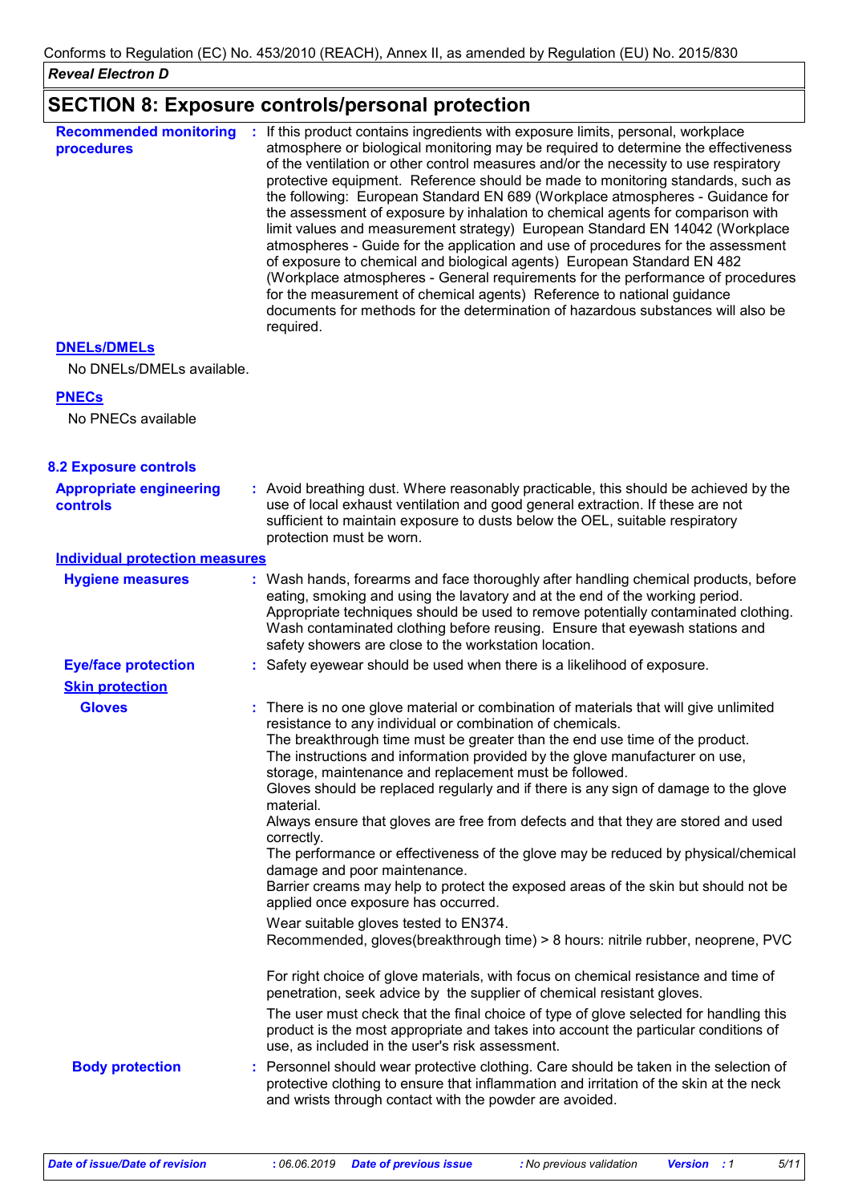## SECTION 8: Exposure controls/personal protection

**Recommended monitoring procedures** : If this product contains ingredients with exposure limits, personal, workplace atmosphere or biological monitoring may be required to determine the effectiveness of the ventilation or other control measures and/or the necessity to use respiratory protective equipment. Reference should be made to monitoring standards, such as the following: European Standard EN 689 (Workplace atmospheres - Guidance for the assessment of exposure by inhalation to chemical agents for comparison with limit values and measurement strategy) European Standard EN 14042 (Workplace atmospheres - Guide for the application and use of procedures for the assessment of exposure to chemical and biological agents) European Standard EN 482 (Workplace atmospheres - General requirements for the performance of procedures for the measurement of chemical agents) Reference to national guidance documents for methods for the determination of hazardous substances will also be required.

**DNELs/DMELs**

No DNELs/DMELs available.

**PNECs**

No PNECs available

### 8.2 Exposure controls

**Appropriate engineering controls** : Avoid breathing dust. Where reasonably practicable, this should be achieved by the use of local exhaust ventilation and good general extraction. If these are not sufficient to maintain exposure to dusts below the OEL, suitable respiratory protection must be worn.

**Individual protection measures**

**Hygiene measures** : Wash hands, forearms and face thoroughly after handling chemical products, before eating, smoking and using the lavatory and at the end of the working period. Appropriate techniques should be used to remove potentially contaminated clothing. Wash contaminated clothing before reusing. Ensure that eyewash stations and safety showers are close to the workstation location.

**Eye/face protection** : Safety eyewear should be used when there is a likelihood of exposure.

**Skin protection**

**Gloves** : There is no one glove material or combination of materials that will give unlimited resistance to any individual or combination of chemicals.
The breakthrough time must be greater than the end use time of the product.
The instructions and information provided by the glove manufacturer on use, storage, maintenance and replacement must be followed.
Gloves should be replaced regularly and if there is any sign of damage to the glove material.
Always ensure that gloves are free from defects and that they are stored and used correctly.
The performance or effectiveness of the glove may be reduced by physical/chemical damage and poor maintenance.
Barrier creams may help to protect the exposed areas of the skin but should not be applied once exposure has occurred.

Wear suitable gloves tested to EN374.
Recommended, gloves(breakthrough time) > 8 hours: nitrile rubber, neoprene, PVC

For right choice of glove materials, with focus on chemical resistance and time of penetration, seek advice by the supplier of chemical resistant gloves.

The user must check that the final choice of type of glove selected for handling this product is the most appropriate and takes into account the particular conditions of use, as included in the user's risk assessment.

**Body protection** : Personnel should wear protective clothing. Care should be taken in the selection of protective clothing to ensure that inflammation and irritation of the skin at the neck and wrists through contact with the powder are avoided.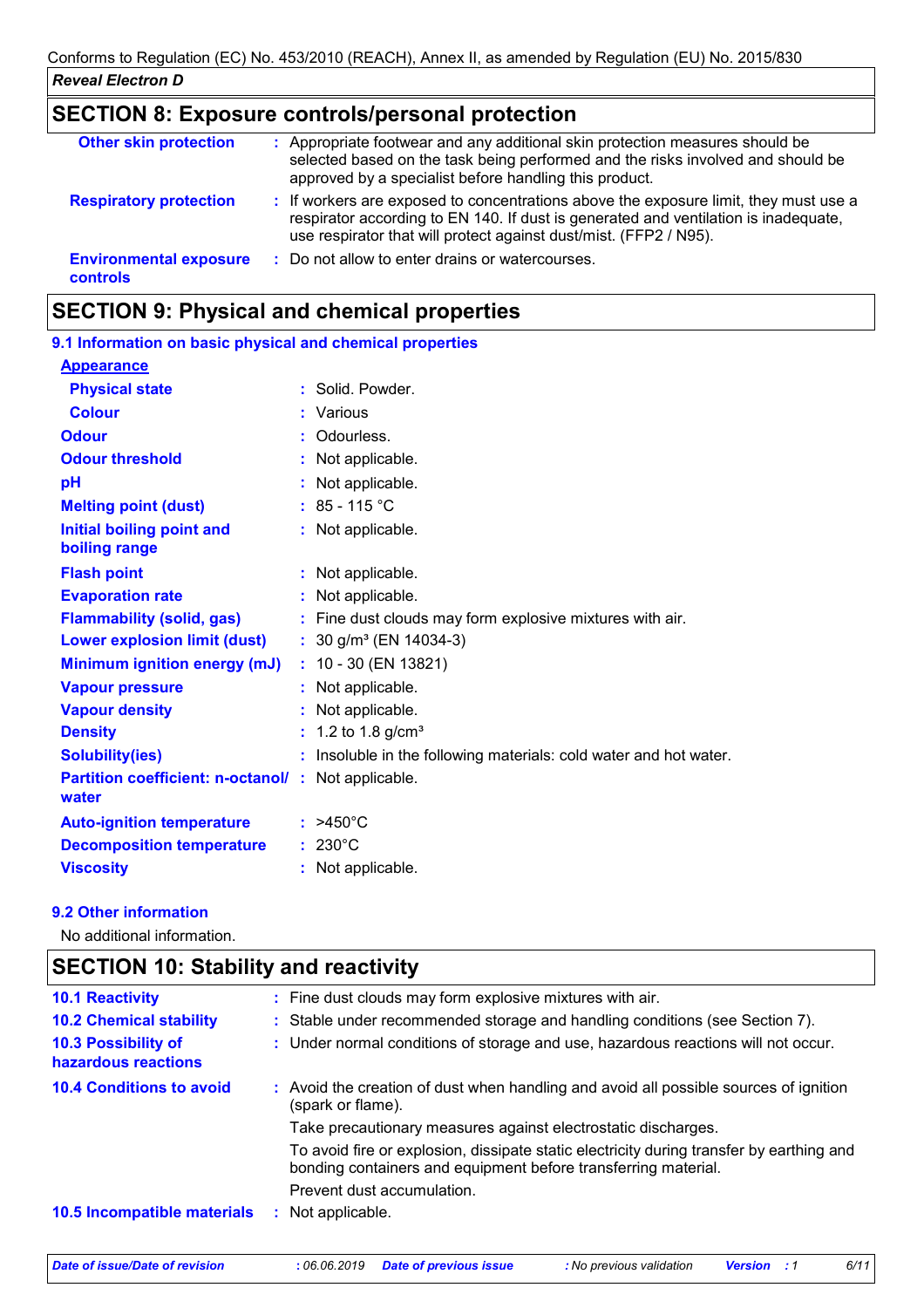## SECTION 8: Exposure controls/personal protection

| | |
|---|---|
| **Other skin protection** | : Appropriate footwear and any additional skin protection measures should be selected based on the task being performed and the risks involved and should be approved by a specialist before handling this product. |
| **Respiratory protection** | : If workers are exposed to concentrations above the exposure limit, they must use a respirator according to EN 140. If dust is generated and ventilation is inadequate, use respirator that will protect against dust/mist. (FFP2 / N95). |
| **Environmental exposure controls** | : Do not allow to enter drains or watercourses. |

## SECTION 9: Physical and chemical properties

### 9.1 Information on basic physical and chemical properties

**Appearance**

| | |
|---|---|
| **Physical state** | : Solid. Powder. |
| **Colour** | : Various |
| **Odour** | : Odourless. |
| **Odour threshold** | : Not applicable. |
| **pH** | : Not applicable. |
| **Melting point (dust)** | : 85 - 115 °C |
| **Initial boiling point and boiling range** | : Not applicable. |
| **Flash point** | : Not applicable. |
| **Evaporation rate** | : Not applicable. |
| **Flammability (solid, gas)** | : Fine dust clouds may form explosive mixtures with air. |
| **Lower explosion limit (dust)** | : 30 g/m³ (EN 14034-3) |
| **Minimum ignition energy (mJ)** | : 10 - 30 (EN 13821) |
| **Vapour pressure** | : Not applicable. |
| **Vapour density** | : Not applicable. |
| **Density** | : 1.2 to 1.8 g/cm³ |
| **Solubility(ies)** | : Insoluble in the following materials: cold water and hot water. |
| **Partition coefficient: n-octanol/ water** | : Not applicable. |
| **Auto-ignition temperature** | : >450°C |
| **Decomposition temperature** | : 230°C |
| **Viscosity** | : Not applicable. |

### 9.2 Other information

No additional information.

## SECTION 10: Stability and reactivity

| | |
|---|---|
| **10.1 Reactivity** | : Fine dust clouds may form explosive mixtures with air. |
| **10.2 Chemical stability** | : Stable under recommended storage and handling conditions (see Section 7). |
| **10.3 Possibility of hazardous reactions** | : Under normal conditions of storage and use, hazardous reactions will not occur. |
| **10.4 Conditions to avoid** | : Avoid the creation of dust when handling and avoid all possible sources of ignition (spark or flame). Take precautionary measures against electrostatic discharges. To avoid fire or explosion, dissipate static electricity during transfer by earthing and bonding containers and equipment before transferring material. Prevent dust accumulation. |
| **10.5 Incompatible materials** | : Not applicable. |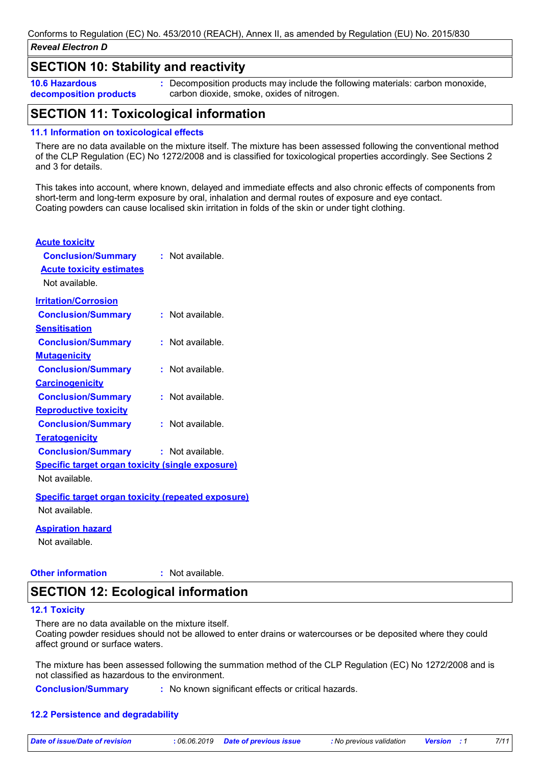## SECTION 10: Stability and reactivity

**10.6 Hazardous decomposition products** : Decomposition products may include the following materials: carbon monoxide, carbon dioxide, smoke, oxides of nitrogen.

## SECTION 11: Toxicological information

### 11.1 Information on toxicological effects

There are no data available on the mixture itself. The mixture has been assessed following the conventional method of the CLP Regulation (EC) No 1272/2008 and is classified for toxicological properties accordingly. See Sections 2 and 3 for details.

This takes into account, where known, delayed and immediate effects and also chronic effects of components from short-term and long-term exposure by oral, inhalation and dermal routes of exposure and eye contact.
Coating powders can cause localised skin irritation in folds of the skin or under tight clothing.

**Acute toxicity**

**Conclusion/Summary** : Not available.

**Acute toxicity estimates**

Not available.

**Irritation/Corrosion**

**Conclusion/Summary** : Not available.

**Sensitisation**

**Conclusion/Summary** : Not available.

**Mutagenicity**

**Conclusion/Summary** : Not available.

**Carcinogenicity**

**Conclusion/Summary** : Not available.

**Reproductive toxicity**

**Conclusion/Summary** : Not available.

**Teratogenicity**

**Conclusion/Summary** : Not available.

**Specific target organ toxicity (single exposure)**

Not available.

**Specific target organ toxicity (repeated exposure)**

Not available.

**Aspiration hazard**

Not available.

**Other information** : Not available.

## SECTION 12: Ecological information

### 12.1 Toxicity

There are no data available on the mixture itself.
Coating powder residues should not be allowed to enter drains or watercourses or be deposited where they could affect ground or surface waters.

The mixture has been assessed following the summation method of the CLP Regulation (EC) No 1272/2008 and is not classified as hazardous to the environment.

**Conclusion/Summary** : No known significant effects or critical hazards.

### 12.2 Persistence and degradability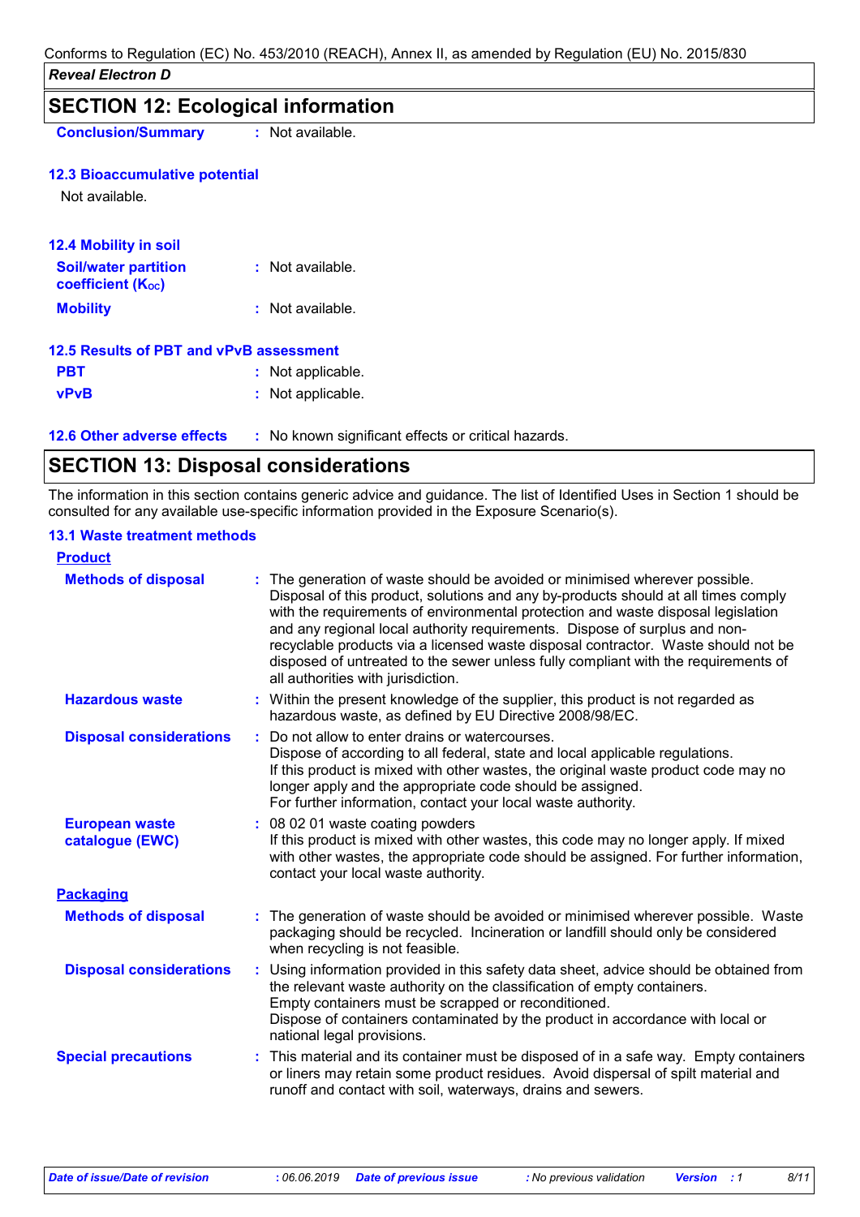## SECTION 12: Ecological information

**Conclusion/Summary** : Not available.

### 12.3 Bioaccumulative potential

Not available.

### 12.4 Mobility in soil

**Soil/water partition coefficient ($K_{OC}$)** : Not available.

**Mobility** : Not available.

### 12.5 Results of PBT and vPvB assessment

**PBT** : Not applicable.

**vPvB** : Not applicable.

### 12.6 Other adverse effects

: No known significant effects or critical hazards.

## SECTION 13: Disposal considerations

The information in this section contains generic advice and guidance. The list of Identified Uses in Section 1 should be consulted for any available use-specific information provided in the Exposure Scenario(s).

### 13.1 Waste treatment methods

**Product**

**Methods of disposal** : The generation of waste should be avoided or minimised wherever possible. Disposal of this product, solutions and any by-products should at all times comply with the requirements of environmental protection and waste disposal legislation and any regional local authority requirements. Dispose of surplus and non-recyclable products via a licensed waste disposal contractor. Waste should not be disposed of untreated to the sewer unless fully compliant with the requirements of all authorities with jurisdiction.

**Hazardous waste** : Within the present knowledge of the supplier, this product is not regarded as hazardous waste, as defined by EU Directive 2008/98/EC.

**Disposal considerations** : Do not allow to enter drains or watercourses.
Dispose of according to all federal, state and local applicable regulations.
If this product is mixed with other wastes, the original waste product code may no longer apply and the appropriate code should be assigned.
For further information, contact your local waste authority.

**European waste catalogue (EWC)** : 08 02 01 waste coating powders
If this product is mixed with other wastes, this code may no longer apply. If mixed with other wastes, the appropriate code should be assigned. For further information, contact your local waste authority.

**Packaging**

**Methods of disposal** : The generation of waste should be avoided or minimised wherever possible. Waste packaging should be recycled. Incineration or landfill should only be considered when recycling is not feasible.

**Disposal considerations** : Using information provided in this safety data sheet, advice should be obtained from the relevant waste authority on the classification of empty containers.
Empty containers must be scrapped or reconditioned.
Dispose of containers contaminated by the product in accordance with local or national legal provisions.

**Special precautions** : This material and its container must be disposed of in a safe way. Empty containers or liners may retain some product residues. Avoid dispersal of spilt material and runoff and contact with soil, waterways, drains and sewers.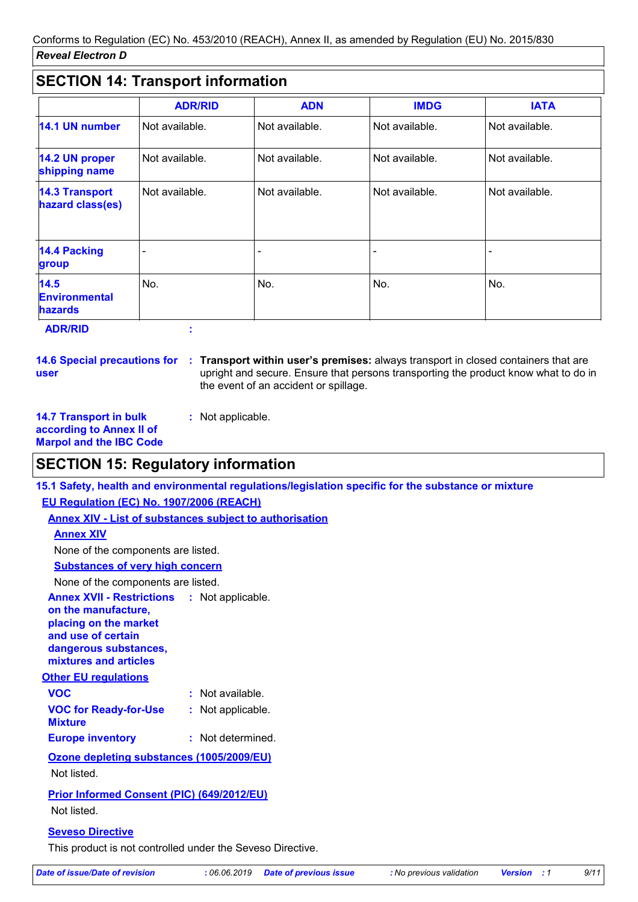## SECTION 14: Transport information

| | ADR/RID | ADN | IMDG | IATA |
|---|---|---|---|---|
| **14.1 UN number** | Not available. | Not available. | Not available. | Not available. |
| **14.2 UN proper shipping name** | Not available. | Not available. | Not available. | Not available. |
| **14.3 Transport hazard class(es)** | Not available. | Not available. | Not available. | Not available. |
| **14.4 Packing group** | - | - | - | - |
| **14.5 Environmental hazards** | No. | No. | No. | No. |

**ADR/RID** :

**14.6 Special precautions for user** : **Transport within user's premises:** always transport in closed containers that are upright and secure. Ensure that persons transporting the product know what to do in the event of an accident or spillage.

**14.7 Transport in bulk according to Annex II of Marpol and the IBC Code** : Not applicable.

## SECTION 15: Regulatory information

**15.1 Safety, health and environmental regulations/legislation specific for the substance or mixture**

**EU Regulation (EC) No. 1907/2006 (REACH)**

**Annex XIV - List of substances subject to authorisation**

**Annex XIV**

None of the components are listed.

**Substances of very high concern**

None of the components are listed.

**Annex XVII - Restrictions on the manufacture, placing on the market and use of certain dangerous substances, mixtures and articles** : Not applicable.

**Other EU regulations**

**VOC** : Not available.

**VOC for Ready-for-Use Mixture** : Not applicable.

**Europe inventory** : Not determined.

**Ozone depleting substances (1005/2009/EU)**

Not listed.

**Prior Informed Consent (PIC) (649/2012/EU)**

Not listed.

**Seveso Directive**

This product is not controlled under the Seveso Directive.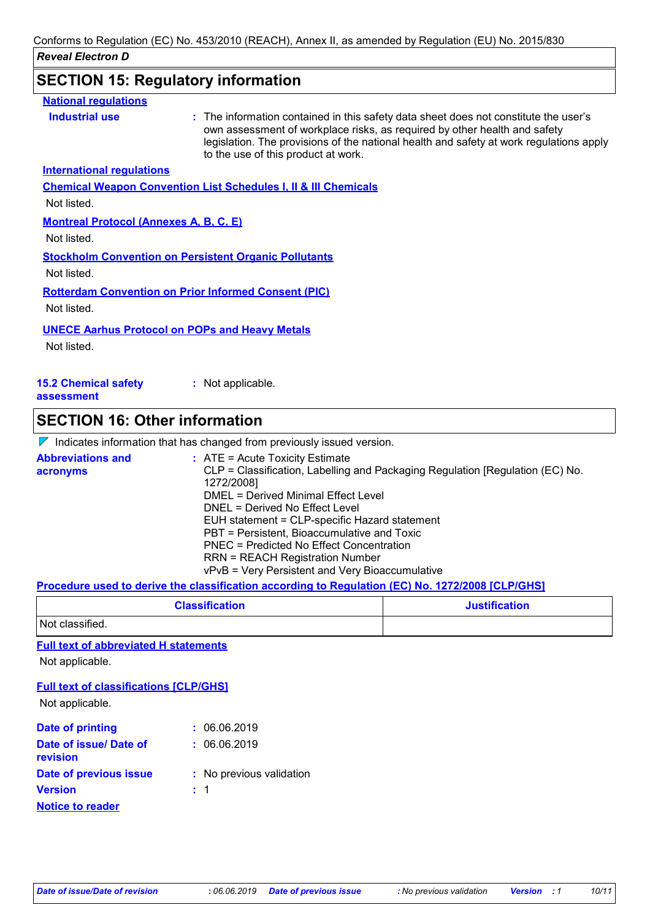## SECTION 15: Regulatory information

**National regulations**

**Industrial use** : The information contained in this safety data sheet does not constitute the user's own assessment of workplace risks, as required by other health and safety legislation. The provisions of the national health and safety at work regulations apply to the use of this product at work.

**International regulations**

**Chemical Weapon Convention List Schedules I, II & III Chemicals**

Not listed.

**Montreal Protocol (Annexes A, B, C, E)**

Not listed.

**Stockholm Convention on Persistent Organic Pollutants**

Not listed.

**Rotterdam Convention on Prior Informed Consent (PIC)**

Not listed.

**UNECE Aarhus Protocol on POPs and Heavy Metals**

Not listed.

**15.2 Chemical safety assessment** : Not applicable.

## SECTION 16: Other information

Indicates information that has changed from previously issued version.

**Abbreviations and acronyms** :
ATE = Acute Toxicity Estimate
CLP = Classification, Labelling and Packaging Regulation [Regulation (EC) No. 1272/2008]
DMEL = Derived Minimal Effect Level
DNEL = Derived No Effect Level
EUH statement = CLP-specific Hazard statement
PBT = Persistent, Bioaccumulative and Toxic
PNEC = Predicted No Effect Concentration
RRN = REACH Registration Number
vPvB = Very Persistent and Very Bioaccumulative

**Procedure used to derive the classification according to Regulation (EC) No. 1272/2008 [CLP/GHS]**

| Classification | Justification |
|---|---|
| Not classified. | |

**Full text of abbreviated H statements**

Not applicable.

**Full text of classifications [CLP/GHS]**

Not applicable.

**Date of printing** : 06.06.2019

**Date of issue/ Date of revision** : 06.06.2019

**Date of previous issue** : No previous validation

**Version** : 1

**Notice to reader**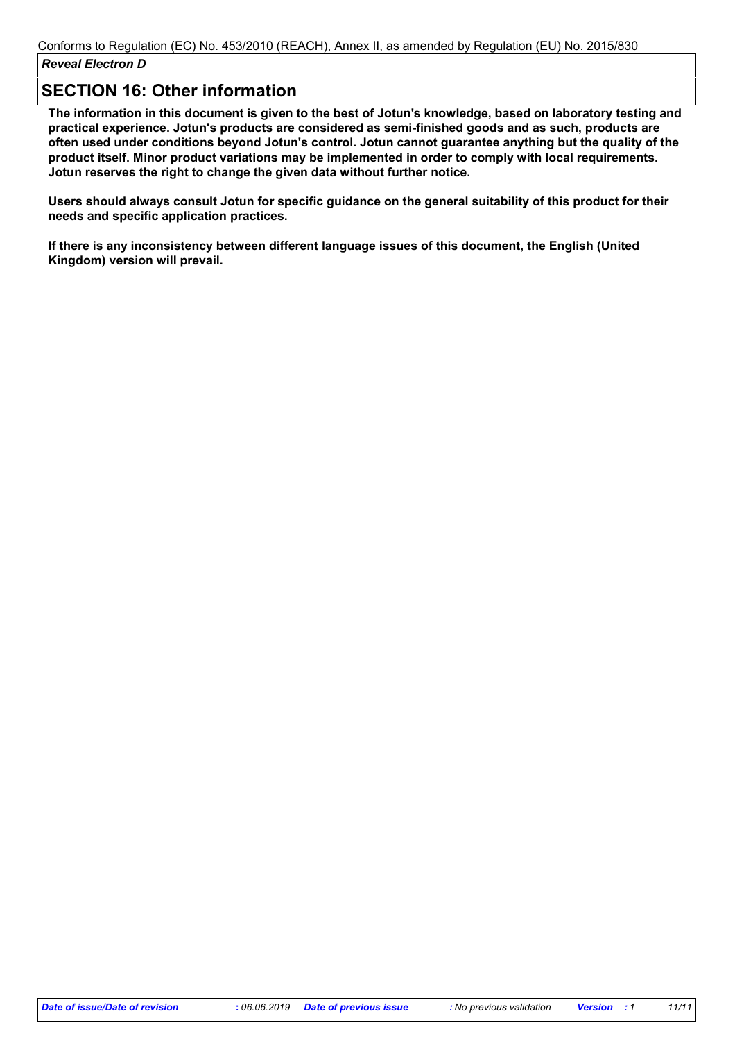## SECTION 16: Other information

**The information in this document is given to the best of Jotun's knowledge, based on laboratory testing and practical experience. Jotun's products are considered as semi-finished goods and as such, products are often used under conditions beyond Jotun's control. Jotun cannot guarantee anything but the quality of the product itself. Minor product variations may be implemented in order to comply with local requirements. Jotun reserves the right to change the given data without further notice.**

**Users should always consult Jotun for specific guidance on the general suitability of this product for their needs and specific application practices.**

**If there is any inconsistency between different language issues of this document, the English (United Kingdom) version will prevail.**